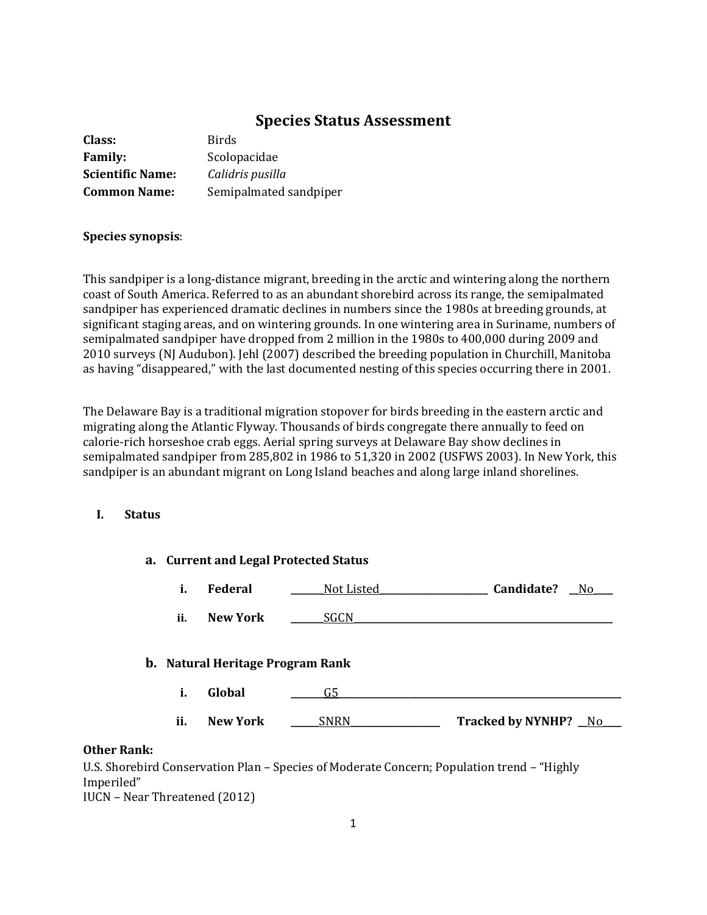# Species Status Assessment

**Class:** Birds
**Family:** Scolopacidae
**Scientific Name:** *Calidris pusilla*
**Common Name:** Semipalmated sandpiper

**Species synopsis**:

This sandpiper is a long-distance migrant, breeding in the arctic and wintering along the northern coast of South America. Referred to as an abundant shorebird across its range, the semipalmated sandpiper has experienced dramatic declines in numbers since the 1980s at breeding grounds, at significant staging areas, and on wintering grounds. In one wintering area in Suriname, numbers of semipalmated sandpiper have dropped from 2 million in the 1980s to 400,000 during 2009 and 2010 surveys (NJ Audubon). Jehl (2007) described the breeding population in Churchill, Manitoba as having "disappeared," with the last documented nesting of this species occurring there in 2001.

The Delaware Bay is a traditional migration stopover for birds breeding in the eastern arctic and migrating along the Atlantic Flyway. Thousands of birds congregate there annually to feed on calorie-rich horseshoe crab eggs. Aerial spring surveys at Delaware Bay show declines in semipalmated sandpiper from 285,802 in 1986 to 51,320 in 2002 (USFWS 2003). In New York, this sandpiper is an abundant migrant on Long Island beaches and along large inland shorelines.

## I. Status

### a. Current and Legal Protected Status

i. **Federal** Not Listed **Candidate?** No

ii. **New York** SGCN

### b. Natural Heritage Program Rank

i. **Global** G5

ii. **New York** SNRN **Tracked by NYNHP?** No

**Other Rank:**

U.S. Shorebird Conservation Plan – Species of Moderate Concern; Population trend – "Highly Imperiled"

IUCN – Near Threatened (2012)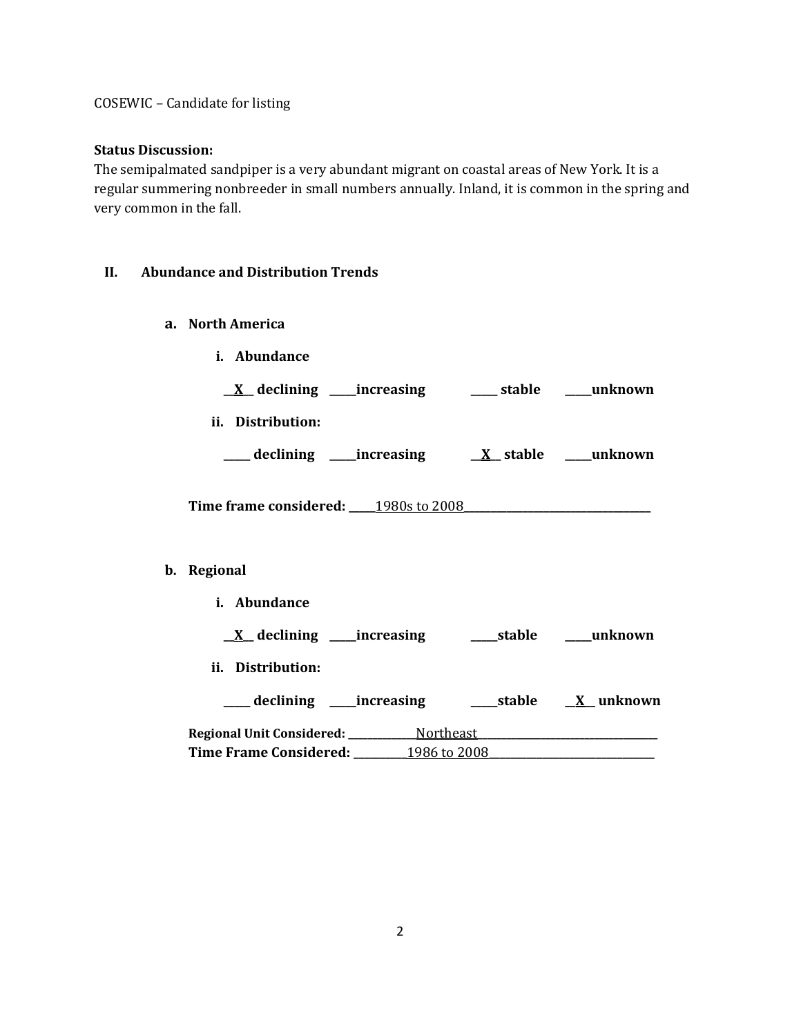COSEWIC – Candidate for listing

**Status Discussion:**
The semipalmated sandpiper is a very abundant migrant on coastal areas of New York. It is a regular summering nonbreeder in small numbers annually. Inland, it is common in the spring and very common in the fall.

## II. Abundance and Distribution Trends

### a. North America

**i. Abundance**

**\_\_X\_\_ declining \_\_\_\_\_increasing \_\_\_\_\_ stable \_\_\_\_\_unknown**

**ii. Distribution:**

**\_\_\_\_\_ declining \_\_\_\_\_increasing \_\_X\_\_ stable \_\_\_\_\_unknown**

**Time frame considered:** 1980s to 2008

### b. Regional

**i. Abundance**

**\_\_X\_\_ declining \_\_\_\_\_increasing \_\_\_\_\_stable \_\_\_\_\_unknown**

**ii. Distribution:**

**\_\_\_\_\_ declining \_\_\_\_\_increasing \_\_\_\_\_stable \_\_X\_\_ unknown**

**Regional Unit Considered:** Northeast
**Time Frame Considered:** 1986 to 2008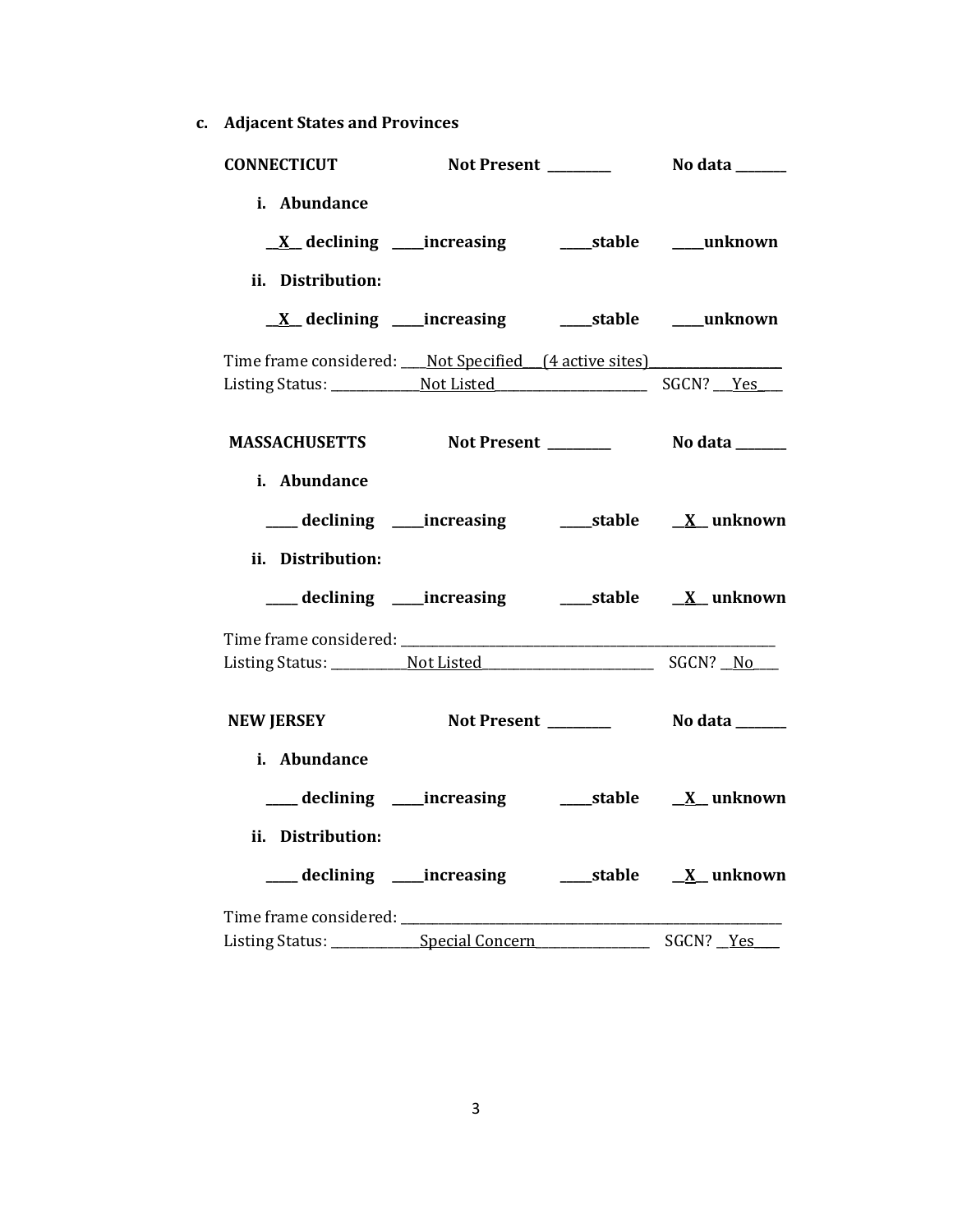**c. Adjacent States and Provinces**

**CONNECTICUT** **Not Present __________** **No data ________**

**i. Abundance**

**__X__ declining _____increasing _____stable _____unknown**

**ii. Distribution:**

**__X__ declining _____increasing _____stable _____unknown**

Time frame considered: ____Not Specified___(4 active sites)____________________

Listing Status: ______________Not Listed________________________ SGCN? ___Yes___

**MASSACHUSETTS** **Not Present __________** **No data ________**

**i. Abundance**

**_____ declining _____increasing _____stable __X__ unknown**

**ii. Distribution:**

**_____ declining _____increasing _____stable __X__ unknown**

Time frame considered: ___________________________________________________________

Listing Status: ____________Not Listed___________________________ SGCN? __No____

**NEW JERSEY** **Not Present __________** **No data ________**

**i. Abundance**

**_____ declining _____increasing _____stable __X__ unknown**

**ii. Distribution:**

**_____ declining _____increasing _____stable __X__ unknown**

Time frame considered: ___________________________________________________________

Listing Status: ______________Special Concern__________________ SGCN? __Yes____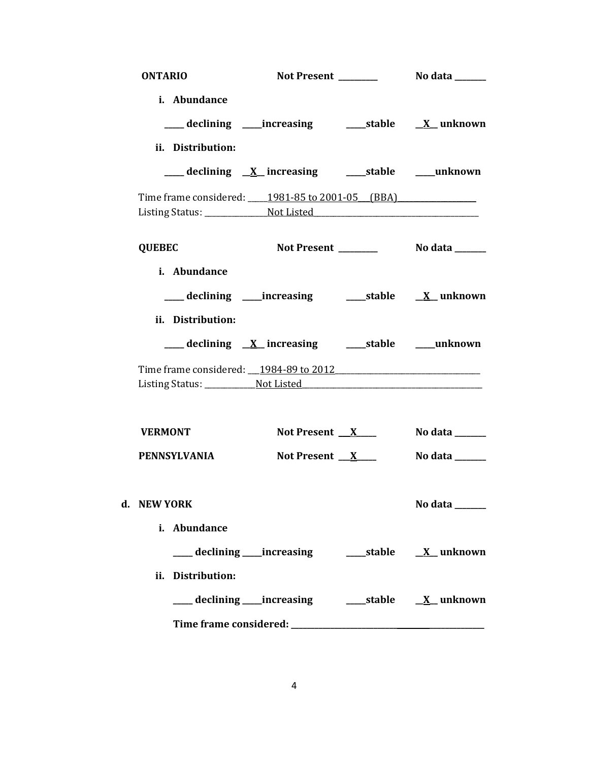**ONTARIO** **Not Present _________** **No data _______**

**i. Abundance**

**_____ declining _____increasing _____stable __X__ unknown**

**ii. Distribution:**

**_____ declining __X__ increasing _____stable _____unknown**

Time frame considered: _____1981-85 to 2001-05___(BBA)___________________
Listing Status: _______________Not Listed_________________________________________

**QUEBEC** **Not Present _________** **No data _______**

**i. Abundance**

**_____ declining _____increasing _____stable __X__ unknown**

**ii. Distribution:**

**_____ declining __X__ increasing _____stable _____unknown**

Time frame considered: ___1984-89 to 2012___________________________________
Listing Status: ____________Not Listed_____________________________________________

**VERMONT** **Not Present __X____** **No data _______**

**PENNSYLVANIA** **Not Present __X____** **No data _______**

**d. NEW YORK** **No data _______**

**i. Abundance**

**_____ declining _____increasing _____stable __X__ unknown**

**ii. Distribution:**

**_____ declining _____increasing _____stable __X__ unknown**

**Time frame considered: ___________________________________________________**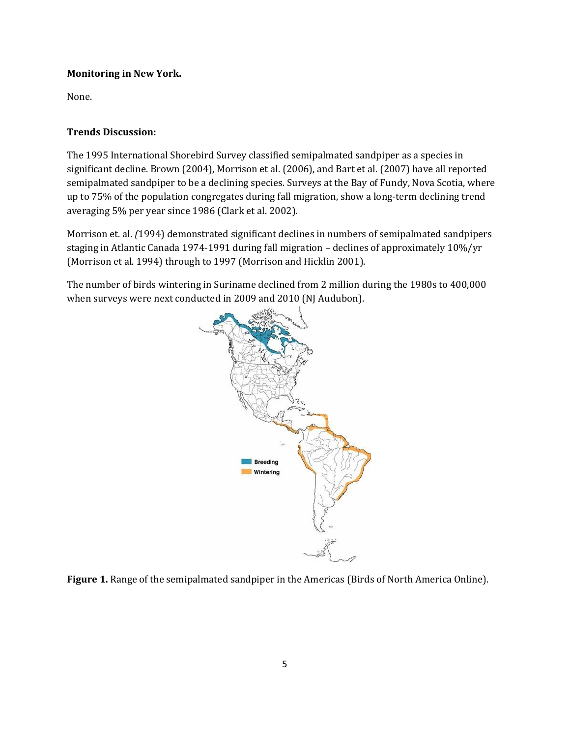**Monitoring in New York.**

None.

**Trends Discussion:**

The 1995 International Shorebird Survey classified semipalmated sandpiper as a species in significant decline. Brown (2004), Morrison et al. (2006), and Bart et al. (2007) have all reported semipalmated sandpiper to be a declining species. Surveys at the Bay of Fundy, Nova Scotia, where up to 75% of the population congregates during fall migration, show a long-term declining trend averaging 5% per year since 1986 (Clark et al. 2002).

Morrison et. al. *(*1994) demonstrated significant declines in numbers of semipalmated sandpipers staging in Atlantic Canada 1974-1991 during fall migration – declines of approximately 10%/yr (Morrison et al. 1994) through to 1997 (Morrison and Hicklin 2001).

The number of birds wintering in Suriname declined from 2 million during the 1980s to 400,000 when surveys were next conducted in 2009 and 2010 (NJ Audubon).

**Figure 1.** Range of the semipalmated sandpiper in the Americas (Birds of North America Online).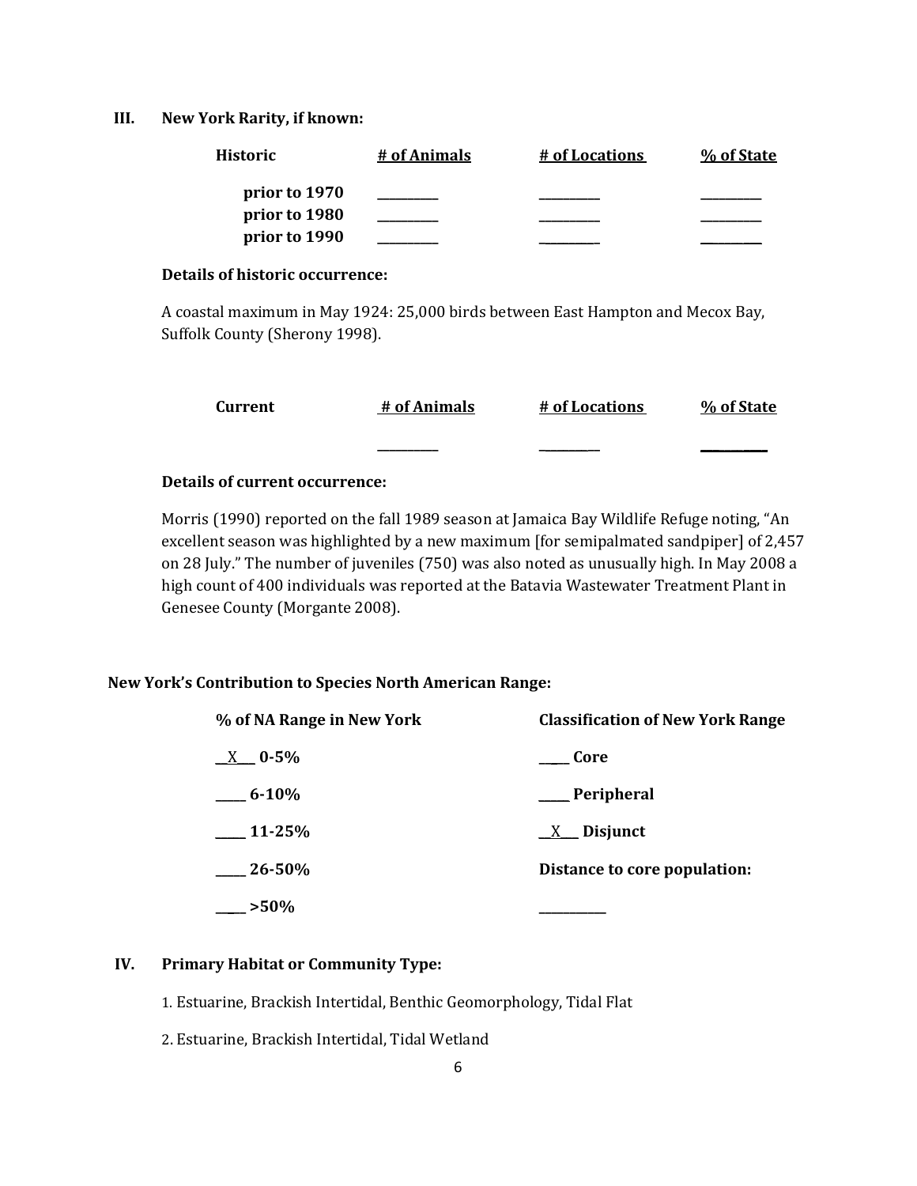## III. New York Rarity, if known:

| Historic | # of Animals | # of Locations | % of State |
|---|---|---|---|
| prior to 1970 | _________ | _________ | _________ |
| prior to 1980 | _________ | _________ | _________ |
| prior to 1990 | _________ | _________ | _________ |

**Details of historic occurrence:**

A coastal maximum in May 1924: 25,000 birds between East Hampton and Mecox Bay, Suffolk County (Sherony 1998).

| Current | # of Animals | # of Locations | % of State |
|---|---|---|---|
| | _________ | _________ | _________ |

**Details of current occurrence:**

Morris (1990) reported on the fall 1989 season at Jamaica Bay Wildlife Refuge noting, "An excellent season was highlighted by a new maximum [for semipalmated sandpiper] of 2,457 on 28 July." The number of juveniles (750) was also noted as unusually high. In May 2008 a high count of 400 individuals was reported at the Batavia Wastewater Treatment Plant in Genesee County (Morgante 2008).

**New York's Contribution to Species North American Range:**

| % of NA Range in New York | Classification of New York Range |
|---|---|
| __X__ 0-5% | _____ Core |
| _____ 6-10% | _____ Peripheral |
| _____ 11-25% | __X__ Disjunct |
| _____ 26-50% | **Distance to core population:** |
| _____ >50% | __________ |

## IV. Primary Habitat or Community Type:

1. Estuarine, Brackish Intertidal, Benthic Geomorphology, Tidal Flat

2. Estuarine, Brackish Intertidal, Tidal Wetland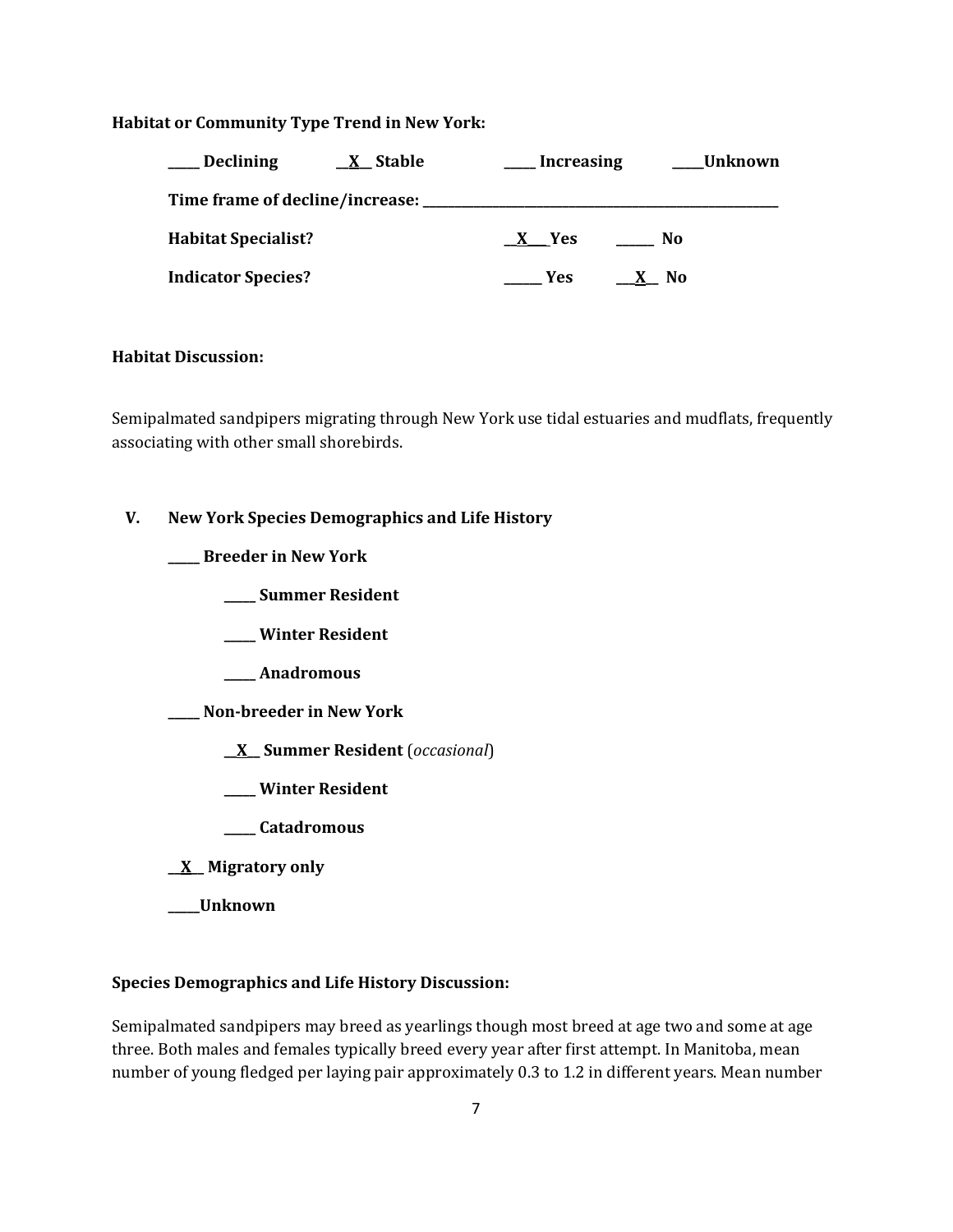**Habitat or Community Type Trend in New York:**

**____ Declining** **__X__ Stable** **____ Increasing** **____Unknown**

**Time frame of decline/increase: ____________________________**

**Habitat Specialist?** **__X___ Yes** **_____ No**

**Indicator Species?** **_____ Yes** **__X__ No**

**Habitat Discussion:**

Semipalmated sandpipers migrating through New York use tidal estuaries and mudflats, frequently associating with other small shorebirds.

**V. New York Species Demographics and Life History**

**____ Breeder in New York**

- **____ Summer Resident**
- **____ Winter Resident**
- **____ Anadromous**

**____ Non-breeder in New York**

- **__X__ Summer Resident** (*occasional*)
- **____ Winter Resident**
- **____ Catadromous**

**__X__ Migratory only**

**____Unknown**

**Species Demographics and Life History Discussion:**

Semipalmated sandpipers may breed as yearlings though most breed at age two and some at age three. Both males and females typically breed every year after first attempt. In Manitoba, mean number of young fledged per laying pair approximately 0.3 to 1.2 in different years. Mean number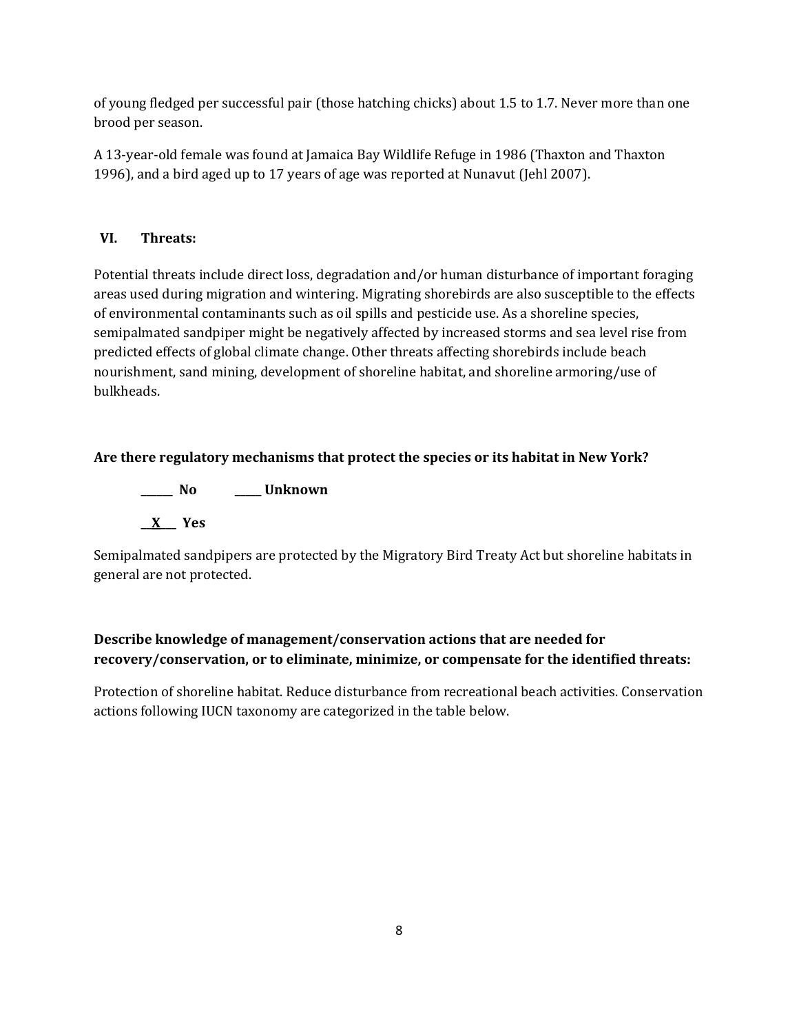of young fledged per successful pair (those hatching chicks) about 1.5 to 1.7. Never more than one brood per season.

A 13-year-old female was found at Jamaica Bay Wildlife Refuge in 1986 (Thaxton and Thaxton 1996), and a bird aged up to 17 years of age was reported at Nunavut (Jehl 2007).

## VI. Threats:

Potential threats include direct loss, degradation and/or human disturbance of important foraging areas used during migration and wintering. Migrating shorebirds are also susceptible to the effects of environmental contaminants such as oil spills and pesticide use. As a shoreline species, semipalmated sandpiper might be negatively affected by increased storms and sea level rise from predicted effects of global climate change. Other threats affecting shorebirds include beach nourishment, sand mining, development of shoreline habitat, and shoreline armoring/use of bulkheads.

**Are there regulatory mechanisms that protect the species or its habitat in New York?**

**\_\_\_\_\_\_ No** **\_\_\_\_\_ Unknown**

**\_\_X\_\_ Yes**

Semipalmated sandpipers are protected by the Migratory Bird Treaty Act but shoreline habitats in general are not protected.

**Describe knowledge of management/conservation actions that are needed for recovery/conservation, or to eliminate, minimize, or compensate for the identified threats:**

Protection of shoreline habitat. Reduce disturbance from recreational beach activities. Conservation actions following IUCN taxonomy are categorized in the table below.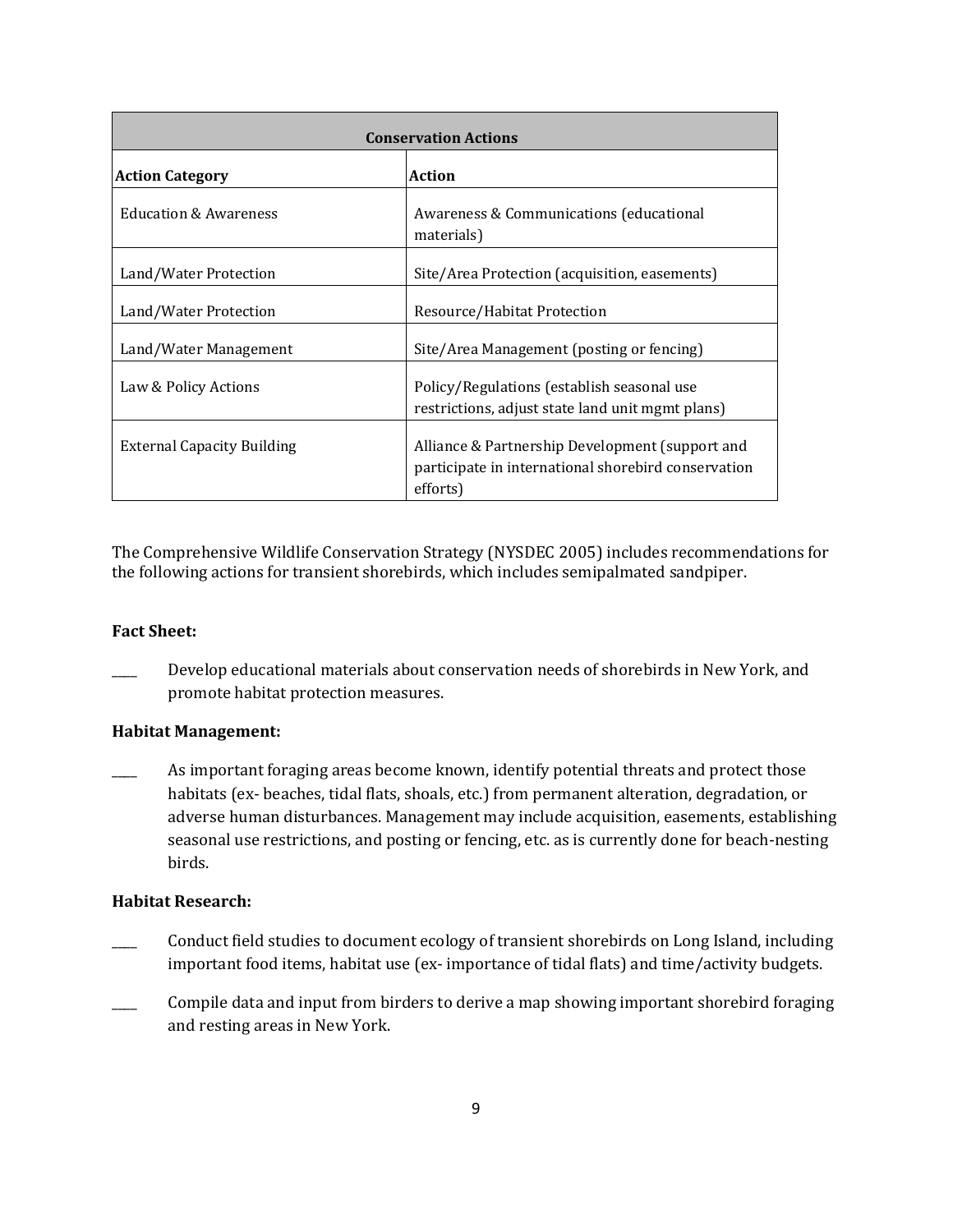| Conservation Actions | |
|---|---|
| **Action Category** | **Action** |
| Education & Awareness | Awareness & Communications (educational materials) |
| Land/Water Protection | Site/Area Protection (acquisition, easements) |
| Land/Water Protection | Resource/Habitat Protection |
| Land/Water Management | Site/Area Management (posting or fencing) |
| Law & Policy Actions | Policy/Regulations (establish seasonal use restrictions, adjust state land unit mgmt plans) |
| External Capacity Building | Alliance & Partnership Development (support and participate in international shorebird conservation efforts) |

The Comprehensive Wildlife Conservation Strategy (NYSDEC 2005) includes recommendations for the following actions for transient shorebirds, which includes semipalmated sandpiper.

**Fact Sheet:**

____ Develop educational materials about conservation needs of shorebirds in New York, and promote habitat protection measures.

**Habitat Management:**

____ As important foraging areas become known, identify potential threats and protect those habitats (ex- beaches, tidal flats, shoals, etc.) from permanent alteration, degradation, or adverse human disturbances. Management may include acquisition, easements, establishing seasonal use restrictions, and posting or fencing, etc. as is currently done for beach-nesting birds.

**Habitat Research:**

____ Conduct field studies to document ecology of transient shorebirds on Long Island, including important food items, habitat use (ex- importance of tidal flats) and time/activity budgets.

____ Compile data and input from birders to derive a map showing important shorebird foraging and resting areas in New York.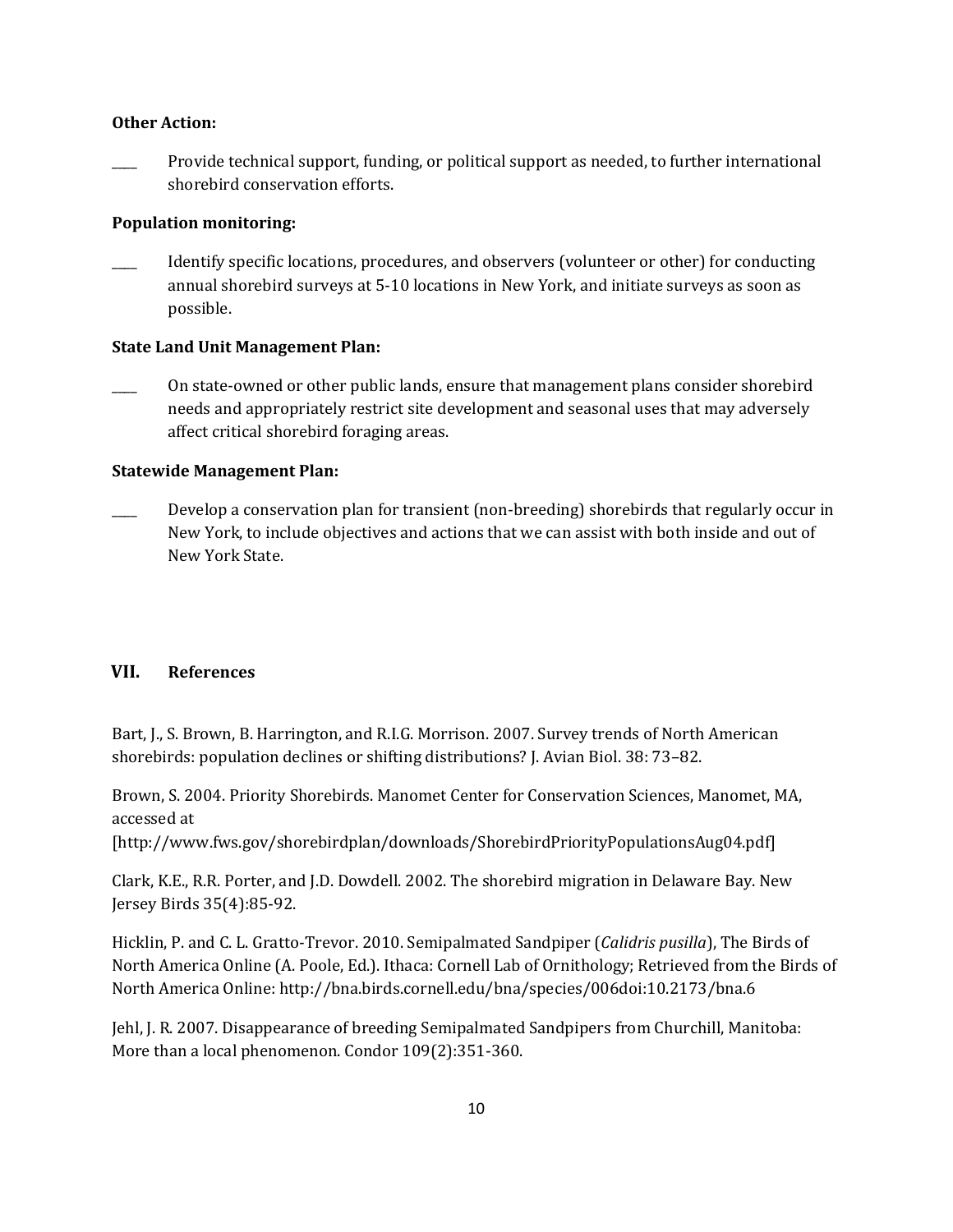**Other Action:**

____ Provide technical support, funding, or political support as needed, to further international shorebird conservation efforts.

**Population monitoring:**

____ Identify specific locations, procedures, and observers (volunteer or other) for conducting annual shorebird surveys at 5-10 locations in New York, and initiate surveys as soon as possible.

**State Land Unit Management Plan:**

____ On state-owned or other public lands, ensure that management plans consider shorebird needs and appropriately restrict site development and seasonal uses that may adversely affect critical shorebird foraging areas.

**Statewide Management Plan:**

____ Develop a conservation plan for transient (non-breeding) shorebirds that regularly occur in New York, to include objectives and actions that we can assist with both inside and out of New York State.

## VII. References

Bart, J., S. Brown, B. Harrington, and R.I.G. Morrison. 2007. Survey trends of North American shorebirds: population declines or shifting distributions? J. Avian Biol. 38: 73–82.

Brown, S. 2004. Priority Shorebirds. Manomet Center for Conservation Sciences, Manomet, MA, accessed at [http://www.fws.gov/shorebirdplan/downloads/ShorebirdPriorityPopulationsAug04.pdf]

Clark, K.E., R.R. Porter, and J.D. Dowdell. 2002. The shorebird migration in Delaware Bay. New Jersey Birds 35(4):85-92.

Hicklin, P. and C. L. Gratto-Trevor. 2010. Semipalmated Sandpiper (*Calidris pusilla*), The Birds of North America Online (A. Poole, Ed.). Ithaca: Cornell Lab of Ornithology; Retrieved from the Birds of North America Online: http://bna.birds.cornell.edu/bna/species/006doi:10.2173/bna.6

Jehl, J. R. 2007. Disappearance of breeding Semipalmated Sandpipers from Churchill, Manitoba: More than a local phenomenon. Condor 109(2):351-360.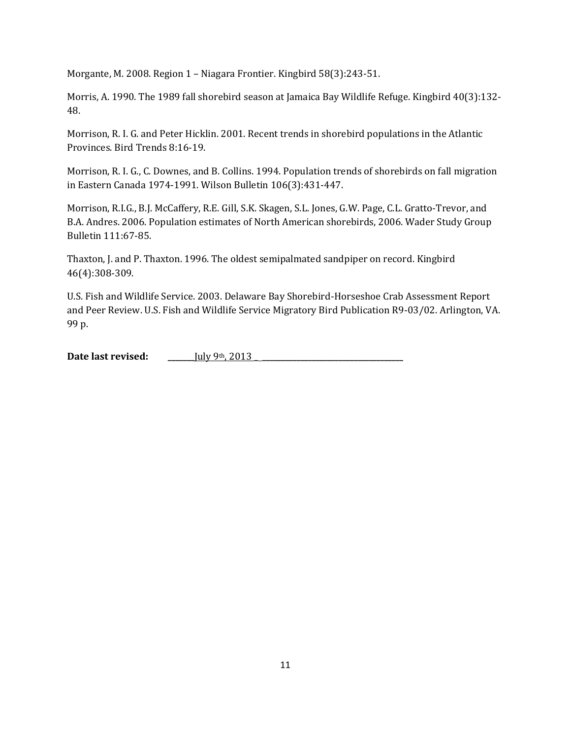Morgante, M. 2008. Region 1 – Niagara Frontier. Kingbird 58(3):243-51.

Morris, A. 1990. The 1989 fall shorebird season at Jamaica Bay Wildlife Refuge. Kingbird 40(3):132-48.

Morrison, R. I. G. and Peter Hicklin. 2001. Recent trends in shorebird populations in the Atlantic Provinces. Bird Trends 8:16-19.

Morrison, R. I. G., C. Downes, and B. Collins. 1994. Population trends of shorebirds on fall migration in Eastern Canada 1974-1991. Wilson Bulletin 106(3):431-447.

Morrison, R.I.G., B.J. McCaffery, R.E. Gill, S.K. Skagen, S.L. Jones, G.W. Page, C.L. Gratto-Trevor, and B.A. Andres. 2006. Population estimates of North American shorebirds, 2006. Wader Study Group Bulletin 111:67-85.

Thaxton, J. and P. Thaxton. 1996. The oldest semipalmated sandpiper on record. Kingbird 46(4):308-309.

U.S. Fish and Wildlife Service. 2003. Delaware Bay Shorebird-Horseshoe Crab Assessment Report and Peer Review. U.S. Fish and Wildlife Service Migratory Bird Publication R9-03/02. Arlington, VA. 99 p.

**Date last revised:** July 9th, 2013